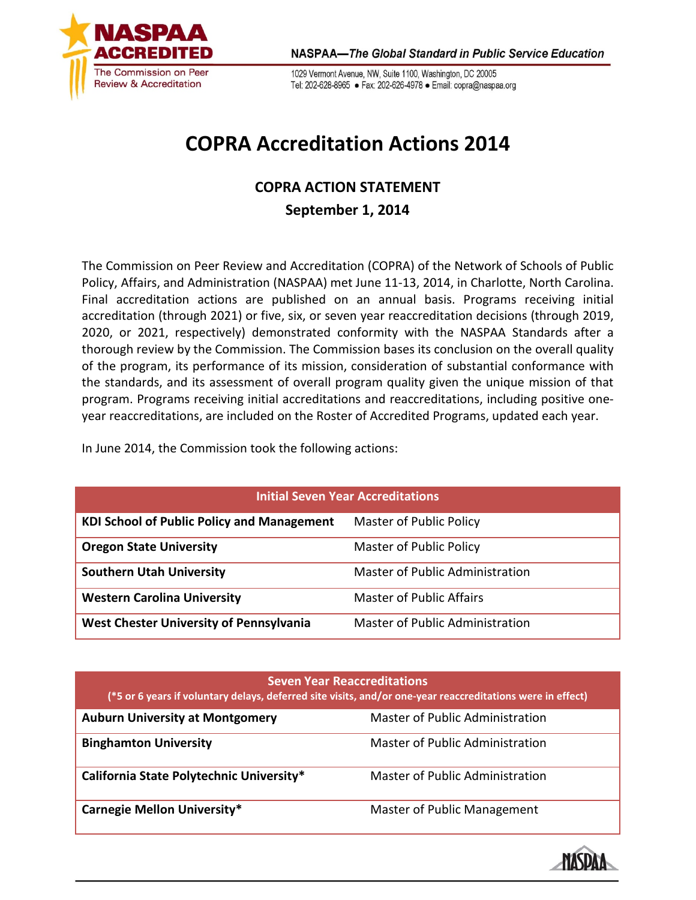NASPAA ACCREDITED
The Commission on Peer Review & Accreditation

NASPAA—*The Global Standard in Public Service Education*

1029 Vermont Avenue, NW, Suite 1100, Washington, DC 20005
Tel: 202-628-8965 • Fax: 202-626-4978 • Email: copra@naspaa.org

# COPRA Accreditation Actions 2014

## COPRA ACTION STATEMENT

**September 1, 2014**

The Commission on Peer Review and Accreditation (COPRA) of the Network of Schools of Public Policy, Affairs, and Administration (NASPAA) met June 11-13, 2014, in Charlotte, North Carolina. Final accreditation actions are published on an annual basis. Programs receiving initial accreditation (through 2021) or five, six, or seven year reaccreditation decisions (through 2019, 2020, or 2021, respectively) demonstrated conformity with the NASPAA Standards after a thorough review by the Commission. The Commission bases its conclusion on the overall quality of the program, its performance of its mission, consideration of substantial conformance with the standards, and its assessment of overall program quality given the unique mission of that program. Programs receiving initial accreditations and reaccreditations, including positive one-year reaccreditations, are included on the Roster of Accredited Programs, updated each year.

In June 2014, the Commission took the following actions:

| Initial Seven Year Accreditations | |
|---|---|
| **KDI School of Public Policy and Management** | Master of Public Policy |
| **Oregon State University** | Master of Public Policy |
| **Southern Utah University** | Master of Public Administration |
| **Western Carolina University** | Master of Public Affairs |
| **West Chester University of Pennsylvania** | Master of Public Administration |

| Seven Year Reaccreditations (*5 or 6 years if voluntary delays, deferred site visits, and/or one-year reaccreditations were in effect) | |
|---|---|
| **Auburn University at Montgomery** | Master of Public Administration |
| **Binghamton University** | Master of Public Administration |
| **California State Polytechnic University*** | Master of Public Administration |
| **Carnegie Mellon University*** | Master of Public Management |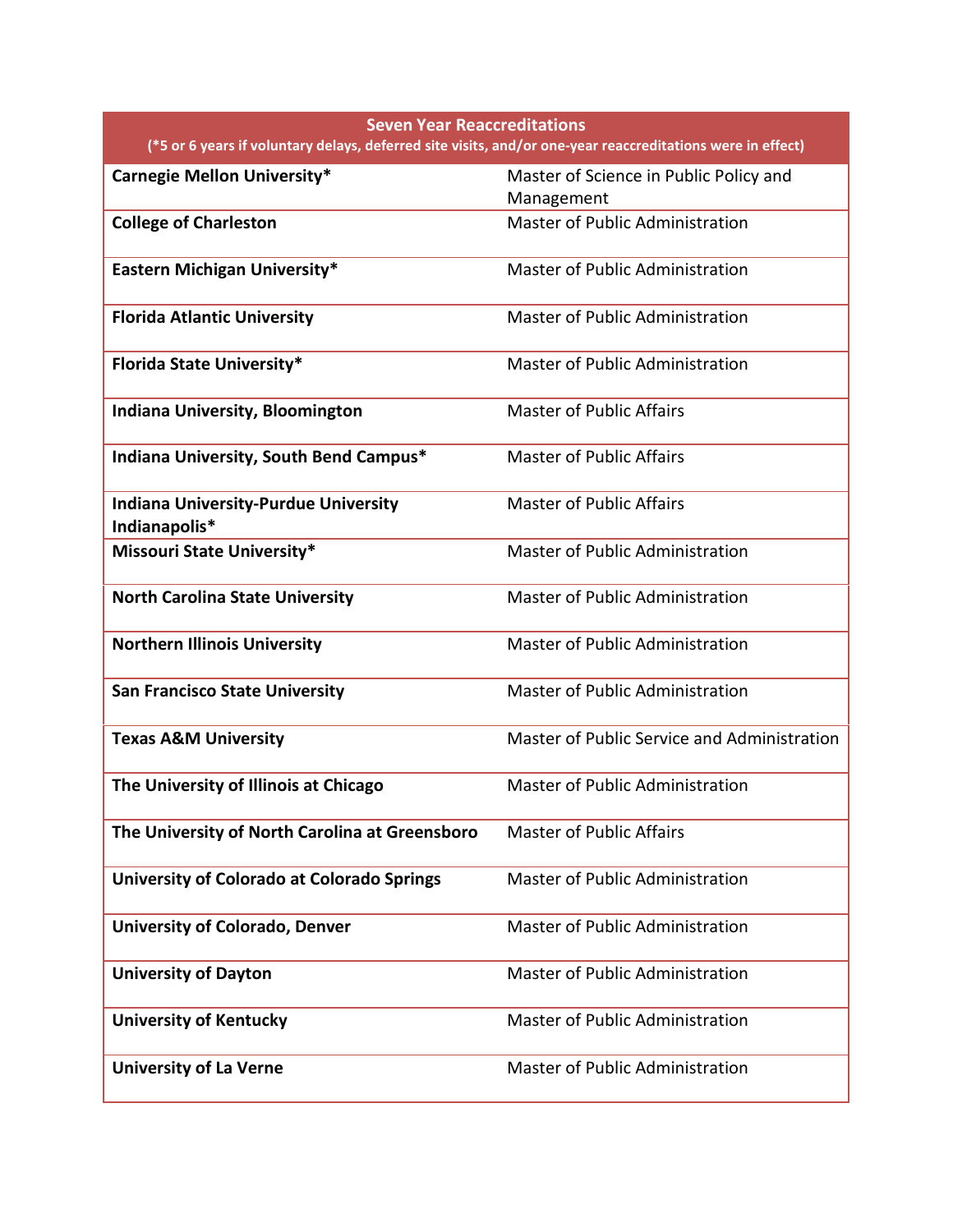| Seven Year Reaccreditations<br>(*5 or 6 years if voluntary delays, deferred site visits, and/or one-year reaccreditations were in effect) | |
|---|---|
| **Carnegie Mellon University*** | Master of Science in Public Policy and Management |
| **College of Charleston** | Master of Public Administration |
| **Eastern Michigan University*** | Master of Public Administration |
| **Florida Atlantic University** | Master of Public Administration |
| **Florida State University*** | Master of Public Administration |
| **Indiana University, Bloomington** | Master of Public Affairs |
| **Indiana University, South Bend Campus*** | Master of Public Affairs |
| **Indiana University-Purdue University Indianapolis*** | Master of Public Affairs |
| **Missouri State University*** | Master of Public Administration |
| **North Carolina State University** | Master of Public Administration |
| **Northern Illinois University** | Master of Public Administration |
| **San Francisco State University** | Master of Public Administration |
| **Texas A&M University** | Master of Public Service and Administration |
| **The University of Illinois at Chicago** | Master of Public Administration |
| **The University of North Carolina at Greensboro** | Master of Public Affairs |
| **University of Colorado at Colorado Springs** | Master of Public Administration |
| **University of Colorado, Denver** | Master of Public Administration |
| **University of Dayton** | Master of Public Administration |
| **University of Kentucky** | Master of Public Administration |
| **University of La Verne** | Master of Public Administration |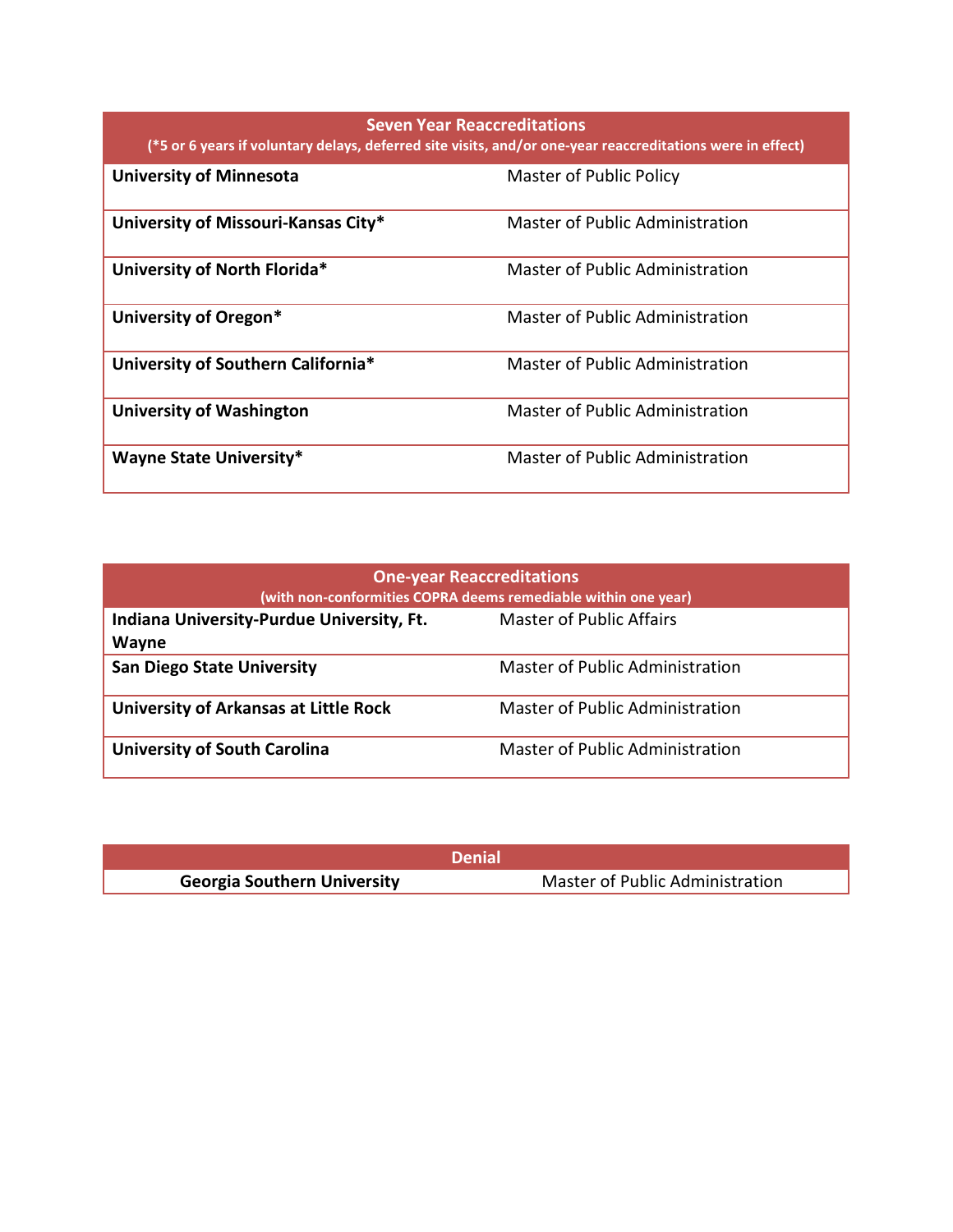| Seven Year Reaccreditations (*5 or 6 years if voluntary delays, deferred site visits, and/or one-year reaccreditations were in effect) | |
|---|---|
| **University of Minnesota** | Master of Public Policy |
| **University of Missouri-Kansas City*** | Master of Public Administration |
| **University of North Florida*** | Master of Public Administration |
| **University of Oregon*** | Master of Public Administration |
| **University of Southern California*** | Master of Public Administration |
| **University of Washington** | Master of Public Administration |
| **Wayne State University*** | Master of Public Administration |

| One-year Reaccreditations (with non-conformities COPRA deems remediable within one year) | |
|---|---|
| **Indiana University-Purdue University, Ft. Wayne** | Master of Public Affairs |
| **San Diego State University** | Master of Public Administration |
| **University of Arkansas at Little Rock** | Master of Public Administration |
| **University of South Carolina** | Master of Public Administration |

| Denial | |
|---|---|
| **Georgia Southern University** | Master of Public Administration |